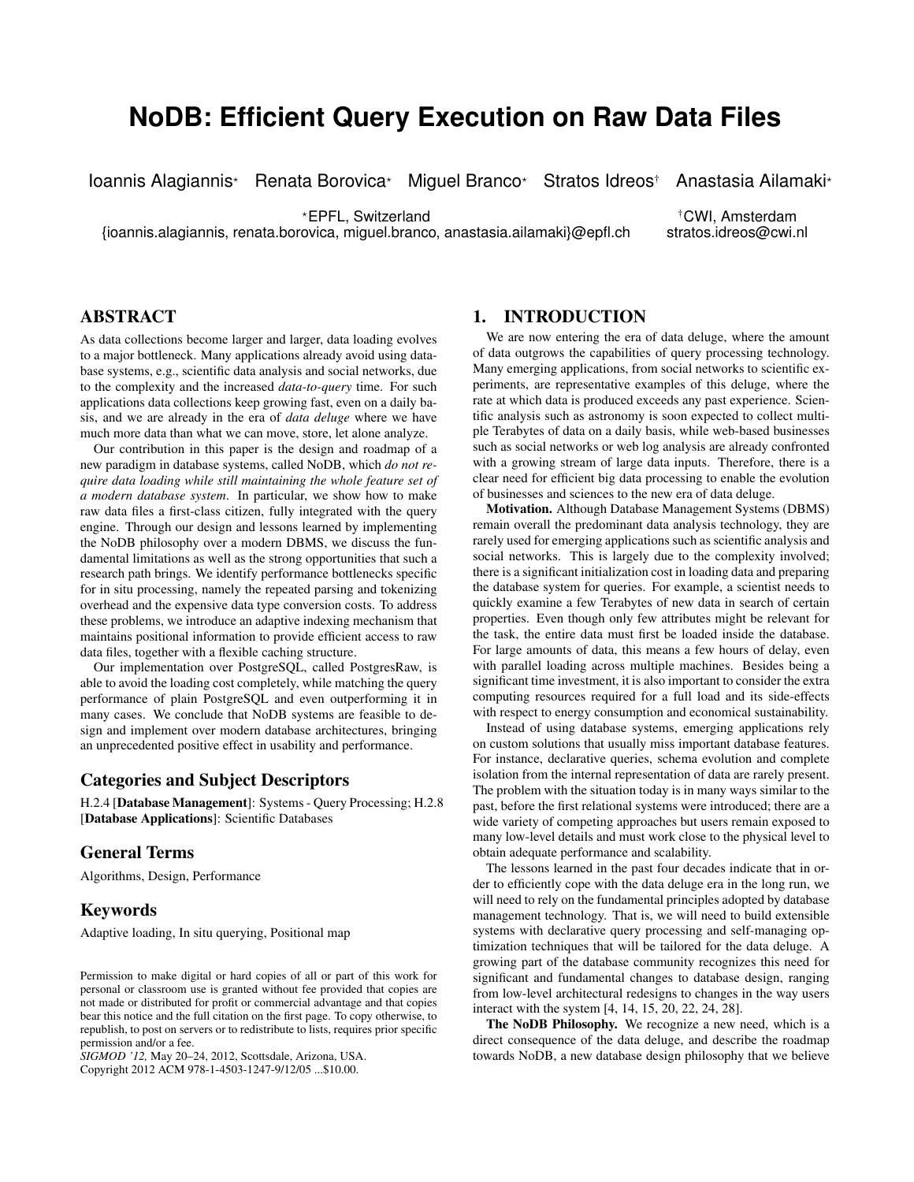# NoDB: Efficient Query Execution on Raw Data Files

Ioannis Alagiannis* Renata Borovica* Miguel Branco* Stratos Idreos† Anastasia Ailamaki*

*EPFL, Switzerland
{ioannis.alagiannis, renata.borovica, miguel.branco, anastasia.ailamaki}@epfl.ch

†CWI, Amsterdam
stratos.idreos@cwi.nl

## ABSTRACT

As data collections become larger and larger, data loading evolves to a major bottleneck. Many applications already avoid using database systems, e.g., scientific data analysis and social networks, due to the complexity and the increased *data-to-query* time. For such applications data collections keep growing fast, even on a daily basis, and we are already in the era of *data deluge* where we have much more data than what we can move, store, let alone analyze.

Our contribution in this paper is the design and roadmap of a new paradigm in database systems, called NoDB, which *do not require data loading while still maintaining the whole feature set of a modern database system*. In particular, we show how to make raw data files a first-class citizen, fully integrated with the query engine. Through our design and lessons learned by implementing the NoDB philosophy over a modern DBMS, we discuss the fundamental limitations as well as the strong opportunities that such a research path brings. We identify performance bottlenecks specific for in situ processing, namely the repeated parsing and tokenizing overhead and the expensive data type conversion costs. To address these problems, we introduce an adaptive indexing mechanism that maintains positional information to provide efficient access to raw data files, together with a flexible caching structure.

Our implementation over PostgreSQL, called PostgresRaw, is able to avoid the loading cost completely, while matching the query performance of plain PostgreSQL and even outperforming it in many cases. We conclude that NoDB systems are feasible to design and implement over modern database architectures, bringing an unprecedented positive effect in usability and performance.

## Categories and Subject Descriptors

H.2.4 [**Database Management**]: Systems - Query Processing; H.2.8 [**Database Applications**]: Scientific Databases

## General Terms

Algorithms, Design, Performance

## Keywords

Adaptive loading, In situ querying, Positional map

Permission to make digital or hard copies of all or part of this work for personal or classroom use is granted without fee provided that copies are not made or distributed for profit or commercial advantage and that copies bear this notice and the full citation on the first page. To copy otherwise, to republish, to post on servers or to redistribute to lists, requires prior specific permission and/or a fee.
*SIGMOD '12,* May 20–24, 2012, Scottsdale, Arizona, USA.
Copyright 2012 ACM 978-1-4503-1247-9/12/05 ...$10.00.

## 1. INTRODUCTION

We are now entering the era of data deluge, where the amount of data outgrows the capabilities of query processing technology. Many emerging applications, from social networks to scientific experiments, are representative examples of this deluge, where the rate at which data is produced exceeds any past experience. Scientific analysis such as astronomy is soon expected to collect multiple Terabytes of data on a daily basis, while web-based businesses such as social networks or web log analysis are already confronted with a growing stream of large data inputs. Therefore, there is a clear need for efficient big data processing to enable the evolution of businesses and sciences to the new era of data deluge.

**Motivation.** Although Database Management Systems (DBMS) remain overall the predominant data analysis technology, they are rarely used for emerging applications such as scientific analysis and social networks. This is largely due to the complexity involved; there is a significant initialization cost in loading data and preparing the database system for queries. For example, a scientist needs to quickly examine a few Terabytes of new data in search of certain properties. Even though only few attributes might be relevant for the task, the entire data must first be loaded inside the database. For large amounts of data, this means a few hours of delay, even with parallel loading across multiple machines. Besides being a significant time investment, it is also important to consider the extra computing resources required for a full load and its side-effects with respect to energy consumption and economical sustainability.

Instead of using database systems, emerging applications rely on custom solutions that usually miss important database features. For instance, declarative queries, schema evolution and complete isolation from the internal representation of data are rarely present. The problem with the situation today is in many ways similar to the past, before the first relational systems were introduced; there are a wide variety of competing approaches but users remain exposed to many low-level details and must work close to the physical level to obtain adequate performance and scalability.

The lessons learned in the past four decades indicate that in order to efficiently cope with the data deluge era in the long run, we will need to rely on the fundamental principles adopted by database management technology. That is, we will need to build extensible systems with declarative query processing and self-managing optimization techniques that will be tailored for the data deluge. A growing part of the database community recognizes this need for significant and fundamental changes to database design, ranging from low-level architectural redesigns to changes in the way users interact with the system [4, 14, 15, 20, 22, 24, 28].

**The NoDB Philosophy.** We recognize a new need, which is a direct consequence of the data deluge, and describe the roadmap towards NoDB, a new database design philosophy that we believe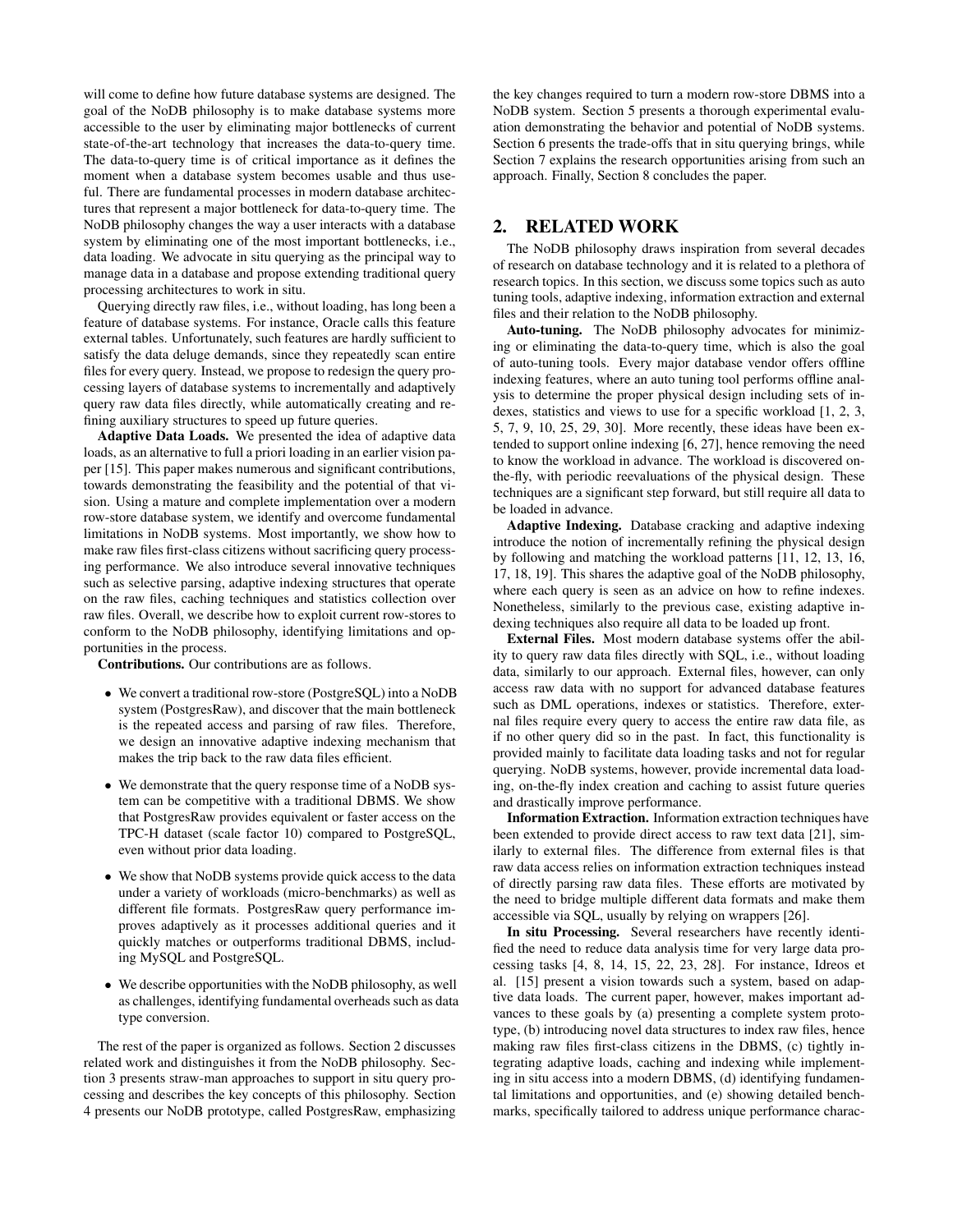will come to define how future database systems are designed. The goal of the NoDB philosophy is to make database systems more accessible to the user by eliminating major bottlenecks of current state-of-the-art technology that increases the data-to-query time. The data-to-query time is of critical importance as it defines the moment when a database system becomes usable and thus useful. There are fundamental processes in modern database architectures that represent a major bottleneck for data-to-query time. The NoDB philosophy changes the way a user interacts with a database system by eliminating one of the most important bottlenecks, i.e., data loading. We advocate in situ querying as the principal way to manage data in a database and propose extending traditional query processing architectures to work in situ.

Querying directly raw files, i.e., without loading, has long been a feature of database systems. For instance, Oracle calls this feature external tables. Unfortunately, such features are hardly sufficient to satisfy the data deluge demands, since they repeatedly scan entire files for every query. Instead, we propose to redesign the query processing layers of database systems to incrementally and adaptively query raw data files directly, while automatically creating and refining auxiliary structures to speed up future queries.

**Adaptive Data Loads.** We presented the idea of adaptive data loads, as an alternative to full a priori loading in an earlier vision paper [15]. This paper makes numerous and significant contributions, towards demonstrating the feasibility and the potential of that vision. Using a mature and complete implementation over a modern row-store database system, we identify and overcome fundamental limitations in NoDB systems. Most importantly, we show how to make raw files first-class citizens without sacrificing query processing performance. We also introduce several innovative techniques such as selective parsing, adaptive indexing structures that operate on the raw files, caching techniques and statistics collection over raw files. Overall, we describe how to exploit current row-stores to conform to the NoDB philosophy, identifying limitations and opportunities in the process.

**Contributions.** Our contributions are as follows.

- We convert a traditional row-store (PostgreSQL) into a NoDB system (PostgresRaw), and discover that the main bottleneck is the repeated access and parsing of raw files. Therefore, we design an innovative adaptive indexing mechanism that makes the trip back to the raw data files efficient.
- We demonstrate that the query response time of a NoDB system can be competitive with a traditional DBMS. We show that PostgresRaw provides equivalent or faster access on the TPC-H dataset (scale factor 10) compared to PostgreSQL, even without prior data loading.
- We show that NoDB systems provide quick access to the data under a variety of workloads (micro-benchmarks) as well as different file formats. PostgresRaw query performance improves adaptively as it processes additional queries and it quickly matches or outperforms traditional DBMS, including MySQL and PostgreSQL.
- We describe opportunities with the NoDB philosophy, as well as challenges, identifying fundamental overheads such as data type conversion.

The rest of the paper is organized as follows. Section 2 discusses related work and distinguishes it from the NoDB philosophy. Section 3 presents straw-man approaches to support in situ query processing and describes the key concepts of this philosophy. Section 4 presents our NoDB prototype, called PostgresRaw, emphasizing the key changes required to turn a modern row-store DBMS into a NoDB system. Section 5 presents a thorough experimental evaluation demonstrating the behavior and potential of NoDB systems. Section 6 presents the trade-offs that in situ querying brings, while Section 7 explains the research opportunities arising from such an approach. Finally, Section 8 concludes the paper.

## 2. RELATED WORK

The NoDB philosophy draws inspiration from several decades of research on database technology and it is related to a plethora of research topics. In this section, we discuss some topics such as auto tuning tools, adaptive indexing, information extraction and external files and their relation to the NoDB philosophy.

**Auto-tuning.** The NoDB philosophy advocates for minimizing or eliminating the data-to-query time, which is also the goal of auto-tuning tools. Every major database vendor offers offline indexing features, where an auto tuning tool performs offline analysis to determine the proper physical design including sets of indexes, statistics and views to use for a specific workload [1, 2, 3, 5, 7, 9, 10, 25, 29, 30]. More recently, these ideas have been extended to support online indexing [6, 27], hence removing the need to know the workload in advance. The workload is discovered on-the-fly, with periodic reevaluations of the physical design. These techniques are a significant step forward, but still require all data to be loaded in advance.

**Adaptive Indexing.** Database cracking and adaptive indexing introduce the notion of incrementally refining the physical design by following and matching the workload patterns [11, 12, 13, 16, 17, 18, 19]. This shares the adaptive goal of the NoDB philosophy, where each query is seen as an advice on how to refine indexes. Nonetheless, similarly to the previous case, existing adaptive indexing techniques also require all data to be loaded up front.

**External Files.** Most modern database systems offer the ability to query raw data files directly with SQL, i.e., without loading data, similarly to our approach. External files, however, can only access raw data with no support for advanced database features such as DML operations, indexes or statistics. Therefore, external files require every query to access the entire raw data file, as if no other query did so in the past. In fact, this functionality is provided mainly to facilitate data loading tasks and not for regular querying. NoDB systems, however, provide incremental data loading, on-the-fly index creation and caching to assist future queries and drastically improve performance.

**Information Extraction.** Information extraction techniques have been extended to provide direct access to raw text data [21], similarly to external files. The difference from external files is that raw data access relies on information extraction techniques instead of directly parsing raw data files. These efforts are motivated by the need to bridge multiple different data formats and make them accessible via SQL, usually by relying on wrappers [26].

**In situ Processing.** Several researchers have recently identified the need to reduce data analysis time for very large data processing tasks [4, 8, 14, 15, 22, 23, 28]. For instance, Idreos et al. [15] present a vision towards such a system, based on adaptive data loads. The current paper, however, makes important advances to these goals by (a) presenting a complete system prototype, (b) introducing novel data structures to index raw files, hence making raw files first-class citizens in the DBMS, (c) tightly integrating adaptive loads, caching and indexing while implementing in situ access into a modern DBMS, (d) identifying fundamental limitations and opportunities, and (e) showing detailed benchmarks, specifically tailored to address unique performance charac-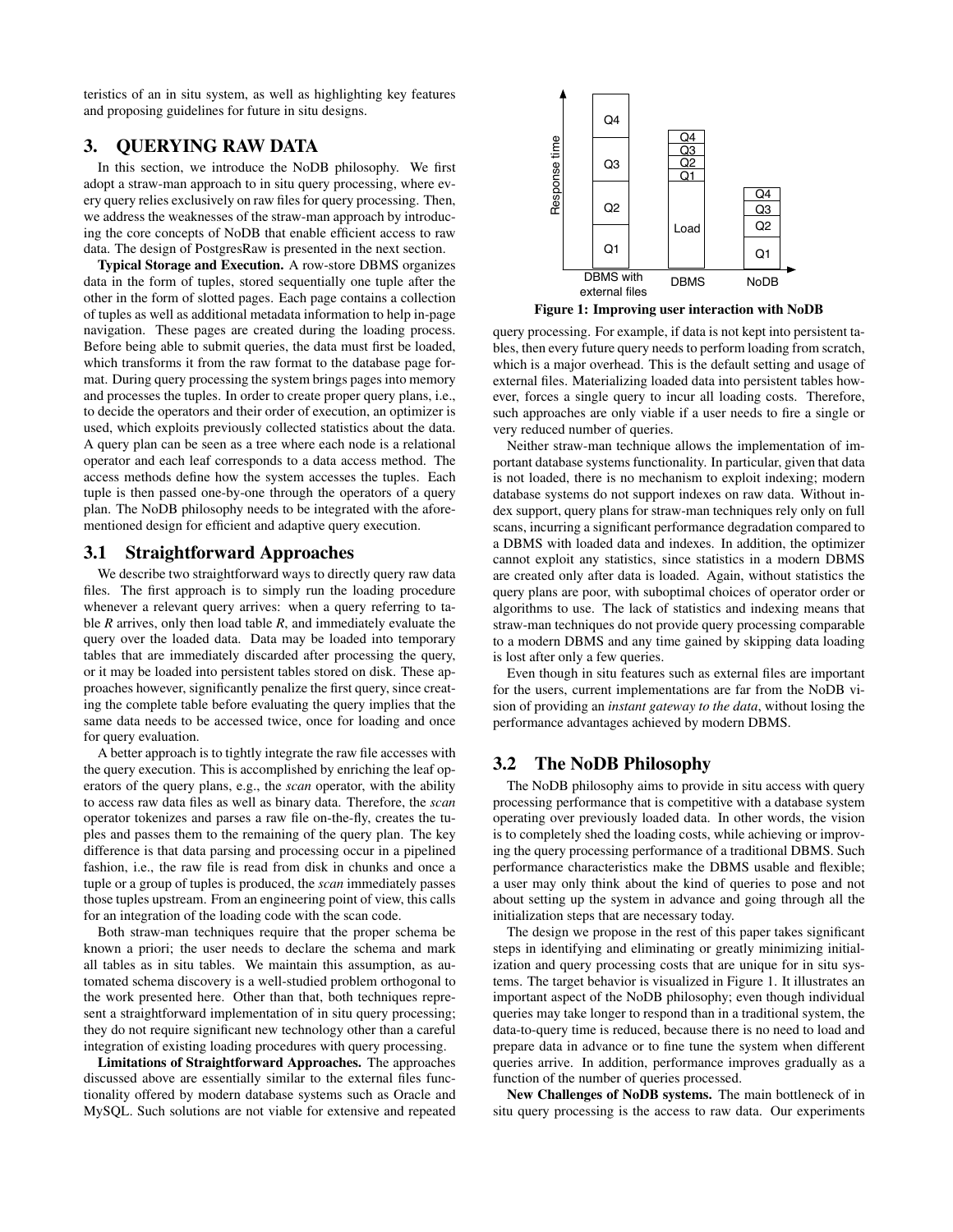teristics of an in situ system, as well as highlighting key features and proposing guidelines for future in situ designs.

## 3. QUERYING RAW DATA

In this section, we introduce the NoDB philosophy. We first adopt a straw-man approach to in situ query processing, where every query relies exclusively on raw files for query processing. Then, we address the weaknesses of the straw-man approach by introducing the core concepts of NoDB that enable efficient access to raw data. The design of PostgresRaw is presented in the next section.

**Typical Storage and Execution.** A row-store DBMS organizes data in the form of tuples, stored sequentially one tuple after the other in the form of slotted pages. Each page contains a collection of tuples as well as additional metadata information to help in-page navigation. These pages are created during the loading process. Before being able to submit queries, the data must first be loaded, which transforms it from the raw format to the database page format. During query processing the system brings pages into memory and processes the tuples. In order to create proper query plans, i.e., to decide the operators and their order of execution, an optimizer is used, which exploits previously collected statistics about the data. A query plan can be seen as a tree where each node is a relational operator and each leaf corresponds to a data access method. The access methods define how the system accesses the tuples. Each tuple is then passed one-by-one through the operators of a query plan. The NoDB philosophy needs to be integrated with the aforementioned design for efficient and adaptive query execution.

### 3.1 Straightforward Approaches

We describe two straightforward ways to directly query raw data files. The first approach is to simply run the loading procedure whenever a relevant query arrives: when a query referring to table *R* arrives, only then load table *R*, and immediately evaluate the query over the loaded data. Data may be loaded into temporary tables that are immediately discarded after processing the query, or it may be loaded into persistent tables stored on disk. These approaches however, significantly penalize the first query, since creating the complete table before evaluating the query implies that the same data needs to be accessed twice, once for loading and once for query evaluation.

A better approach is to tightly integrate the raw file accesses with the query execution. This is accomplished by enriching the leaf operators of the query plans, e.g., the *scan* operator, with the ability to access raw data files as well as binary data. Therefore, the *scan* operator tokenizes and parses a raw file on-the-fly, creates the tuples and passes them to the remaining of the query plan. The key difference is that data parsing and processing occur in a pipelined fashion, i.e., the raw file is read from disk in chunks and once a tuple or a group of tuples is produced, the *scan* immediately passes those tuples upstream. From an engineering point of view, this calls for an integration of the loading code with the scan code.

Both straw-man techniques require that the proper schema be known a priori; the user needs to declare the schema and mark all tables as in situ tables. We maintain this assumption, as automated schema discovery is a well-studied problem orthogonal to the work presented here. Other than that, both techniques represent a straightforward implementation of in situ query processing; they do not require significant new technology other than a careful integration of existing loading procedures with query processing.

**Limitations of Straightforward Approaches.** The approaches discussed above are essentially similar to the external files functionality offered by modern database systems such as Oracle and MySQL. Such solutions are not viable for extensive and repeated query processing. For example, if data is not kept into persistent tables, then every future query needs to perform loading from scratch, which is a major overhead. This is the default setting and usage of external files. Materializing loaded data into persistent tables however, forces a single query to incur all loading costs. Therefore, such approaches are only viable if a user needs to fire a single or very reduced number of queries.

Neither straw-man technique allows the implementation of important database systems functionality. In particular, given that data is not loaded, there is no mechanism to exploit indexing; modern database systems do not support indexes on raw data. Without index support, query plans for straw-man techniques rely only on full scans, incurring a significant performance degradation compared to a DBMS with loaded data and indexes. In addition, the optimizer cannot exploit any statistics, since statistics in a modern DBMS are created only after data is loaded. Again, without statistics the query plans are poor, with suboptimal choices of operator order or algorithms to use. The lack of statistics and indexing means that straw-man techniques do not provide query processing comparable to a modern DBMS and any time gained by skipping data loading is lost after only a few queries.

Even though in situ features such as external files are important for the users, current implementations are far from the NoDB vision of providing an *instant gateway to the data*, without losing the performance advantages achieved by modern DBMS.

Response time

Q4
Q3
Q2
Q1
DBMS with external files

Q4
Q3
Q2
Q1
Load
DBMS

Q4
Q3
Q2
Q1
NoDB

**Figure 1: Improving user interaction with NoDB**

### 3.2 The NoDB Philosophy

The NoDB philosophy aims to provide in situ access with query processing performance that is competitive with a database system operating over previously loaded data. In other words, the vision is to completely shed the loading costs, while achieving or improving the query processing performance of a traditional DBMS. Such performance characteristics make the DBMS usable and flexible; a user may only think about the kind of queries to pose and not about setting up the system in advance and going through all the initialization steps that are necessary today.

The design we propose in the rest of this paper takes significant steps in identifying and eliminating or greatly minimizing initialization and query processing costs that are unique for in situ systems. The target behavior is visualized in Figure 1. It illustrates an important aspect of the NoDB philosophy; even though individual queries may take longer to respond than in a traditional system, the data-to-query time is reduced, because there is no need to load and prepare data in advance or to fine tune the system when different queries arrive. In addition, performance improves gradually as a function of the number of queries processed.

**New Challenges of NoDB systems.** The main bottleneck of in situ query processing is the access to raw data. Our experiments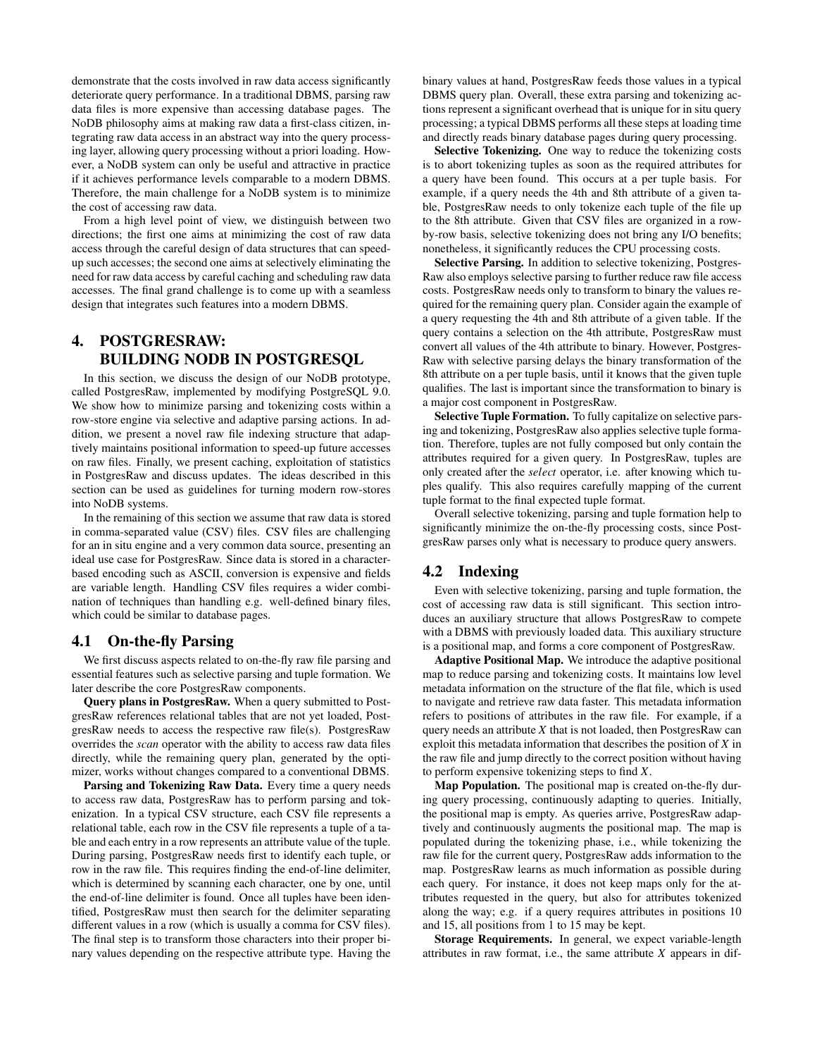demonstrate that the costs involved in raw data access significantly deteriorate query performance. In a traditional DBMS, parsing raw data files is more expensive than accessing database pages. The NoDB philosophy aims at making raw data a first-class citizen, integrating raw data access in an abstract way into the query processing layer, allowing query processing without a priori loading. However, a NoDB system can only be useful and attractive in practice if it achieves performance levels comparable to a modern DBMS. Therefore, the main challenge for a NoDB system is to minimize the cost of accessing raw data.

From a high level point of view, we distinguish between two directions; the first one aims at minimizing the cost of raw data access through the careful design of data structures that can speed-up such accesses; the second one aims at selectively eliminating the need for raw data access by careful caching and scheduling raw data accesses. The final grand challenge is to come up with a seamless design that integrates such features into a modern DBMS.

# 4. POSTGRESRAW: BUILDING NODB IN POSTGRESQL

In this section, we discuss the design of our NoDB prototype, called PostgresRaw, implemented by modifying PostgreSQL 9.0. We show how to minimize parsing and tokenizing costs within a row-store engine via selective and adaptive parsing actions. In addition, we present a novel raw file indexing structure that adaptively maintains positional information to speed-up future accesses on raw files. Finally, we present caching, exploitation of statistics in PostgresRaw and discuss updates. The ideas described in this section can be used as guidelines for turning modern row-stores into NoDB systems.

In the remaining of this section we assume that raw data is stored in comma-separated value (CSV) files. CSV files are challenging for an in situ engine and a very common data source, presenting an ideal use case for PostgresRaw. Since data is stored in a character-based encoding such as ASCII, conversion is expensive and fields are variable length. Handling CSV files requires a wider combination of techniques than handling e.g. well-defined binary files, which could be similar to database pages.

## 4.1 On-the-fly Parsing

We first discuss aspects related to on-the-fly raw file parsing and essential features such as selective parsing and tuple formation. We later describe the core PostgresRaw components.

**Query plans in PostgresRaw.** When a query submitted to PostgresRaw references relational tables that are not yet loaded, PostgresRaw needs to access the respective raw file(s). PostgresRaw overrides the *scan* operator with the ability to access raw data files directly, while the remaining query plan, generated by the optimizer, works without changes compared to a conventional DBMS.

**Parsing and Tokenizing Raw Data.** Every time a query needs to access raw data, PostgresRaw has to perform parsing and tokenization. In a typical CSV structure, each CSV file represents a relational table, each row in the CSV file represents a tuple of a table and each entry in a row represents an attribute value of the tuple. During parsing, PostgresRaw needs first to identify each tuple, or row in the raw file. This requires finding the end-of-line delimiter, which is determined by scanning each character, one by one, until the end-of-line delimiter is found. Once all tuples have been identified, PostgresRaw must then search for the delimiter separating different values in a row (which is usually a comma for CSV files). The final step is to transform those characters into their proper binary values depending on the respective attribute type. Having the binary values at hand, PostgresRaw feeds those values in a typical DBMS query plan. Overall, these extra parsing and tokenizing actions represent a significant overhead that is unique for in situ query processing; a typical DBMS performs all these steps at loading time and directly reads binary database pages during query processing.

**Selective Tokenizing.** One way to reduce the tokenizing costs is to abort tokenizing tuples as soon as the required attributes for a query have been found. This occurs at a per tuple basis. For example, if a query needs the 4th and 8th attribute of a given table, PostgresRaw needs to only tokenize each tuple of the file up to the 8th attribute. Given that CSV files are organized in a row-by-row basis, selective tokenizing does not bring any I/O benefits; nonetheless, it significantly reduces the CPU processing costs.

**Selective Parsing.** In addition to selective tokenizing, PostgresRaw also employs selective parsing to further reduce raw file access costs. PostgresRaw needs only to transform to binary the values required for the remaining query plan. Consider again the example of a query requesting the 4th and 8th attribute of a given table. If the query contains a selection on the 4th attribute, PostgresRaw must convert all values of the 4th attribute to binary. However, PostgresRaw with selective parsing delays the binary transformation of the 8th attribute on a per tuple basis, until it knows that the given tuple qualifies. The last is important since the transformation to binary is a major cost component in PostgresRaw.

**Selective Tuple Formation.** To fully capitalize on selective parsing and tokenizing, PostgresRaw also applies selective tuple formation. Therefore, tuples are not fully composed but only contain the attributes required for a given query. In PostgresRaw, tuples are only created after the *select* operator, i.e. after knowing which tuples qualify. This also requires carefully mapping of the current tuple format to the final expected tuple format.

Overall selective tokenizing, parsing and tuple formation help to significantly minimize the on-the-fly processing costs, since PostgresRaw parses only what is necessary to produce query answers.

## 4.2 Indexing

Even with selective tokenizing, parsing and tuple formation, the cost of accessing raw data is still significant. This section introduces an auxiliary structure that allows PostgresRaw to compete with a DBMS with previously loaded data. This auxiliary structure is a positional map, and forms a core component of PostgresRaw.

**Adaptive Positional Map.** We introduce the adaptive positional map to reduce parsing and tokenizing costs. It maintains low level metadata information on the structure of the flat file, which is used to navigate and retrieve raw data faster. This metadata information refers to positions of attributes in the raw file. For example, if a query needs an attribute $X$ that is not loaded, then PostgresRaw can exploit this metadata information that describes the position of $X$ in the raw file and jump directly to the correct position without having to perform expensive tokenizing steps to find $X$.

**Map Population.** The positional map is created on-the-fly during query processing, continuously adapting to queries. Initially, the positional map is empty. As queries arrive, PostgresRaw adaptively and continuously augments the positional map. The map is populated during the tokenizing phase, i.e., while tokenizing the raw file for the current query, PostgresRaw adds information to the map. PostgresRaw learns as much information as possible during each query. For instance, it does not keep maps only for the attributes requested in the query, but also for attributes tokenized along the way; e.g. if a query requires attributes in positions 10 and 15, all positions from 1 to 15 may be kept.

**Storage Requirements.** In general, we expect variable-length attributes in raw format, i.e., the same attribute $X$ appears in dif-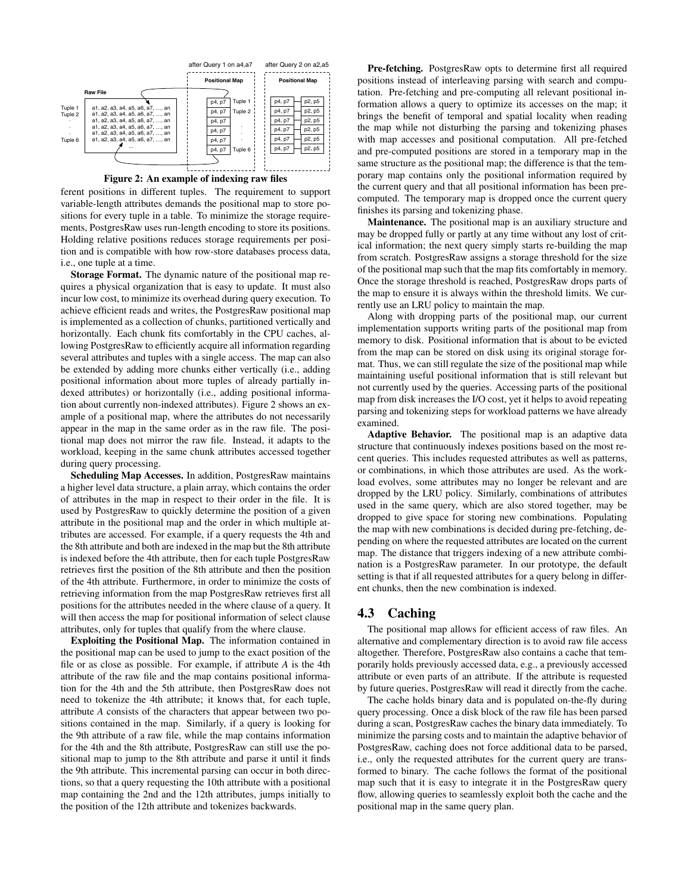Figure 2: An example of indexing raw files

ferent positions in different tuples. The requirement to support variable-length attributes demands the positional map to store positions for every tuple in a table. To minimize the storage requirements, PostgresRaw uses run-length encoding to store its positions. Holding relative positions reduces storage requirements per position and is compatible with how row-store databases process data, i.e., one tuple at a time.

**Storage Format.** The dynamic nature of the positional map requires a physical organization that is easy to update. It must also incur low cost, to minimize its overhead during query execution. To achieve efficient reads and writes, the PostgresRaw positional map is implemented as a collection of chunks, partitioned vertically and horizontally. Each chunk fits comfortably in the CPU caches, allowing PostgresRaw to efficiently acquire all information regarding several attributes and tuples with a single access. The map can also be extended by adding more chunks either vertically (i.e., adding positional information about more tuples of already partially indexed attributes) or horizontally (i.e., adding positional information about currently non-indexed attributes). Figure 2 shows an example of a positional map, where the attributes do not necessarily appear in the map in the same order as in the raw file. The positional map does not mirror the raw file. Instead, it adapts to the workload, keeping in the same chunk attributes accessed together during query processing.

**Scheduling Map Accesses.** In addition, PostgresRaw maintains a higher level data structure, a plain array, which contains the order of attributes in the map in respect to their order in the file. It is used by PostgresRaw to quickly determine the position of a given attribute in the positional map and the order in which multiple attributes are accessed. For example, if a query requests the 4th and the 8th attribute and both are indexed in the map but the 8th attribute is indexed before the 4th attribute, then for each tuple PostgresRaw retrieves first the position of the 8th attribute and then the position of the 4th attribute. Furthermore, in order to minimize the costs of retrieving information from the map PostgresRaw retrieves first all positions for the attributes needed in the where clause of a query. It will then access the map for positional information of select clause attributes, only for tuples that qualify from the where clause.

**Exploiting the Positional Map.** The information contained in the positional map can be used to jump to the exact position of the file or as close as possible. For example, if attribute *A* is the 4th attribute of the raw file and the map contains positional information for the 4th and the 5th attribute, then PostgresRaw does not need to tokenize the 4th attribute; it knows that, for each tuple, attribute *A* consists of the characters that appear between two positions contained in the map. Similarly, if a query is looking for the 9th attribute of a raw file, while the map contains information for the 4th and the 8th attribute, PostgresRaw can still use the positional map to jump to the 8th attribute and parse it until it finds the 9th attribute. This incremental parsing can occur in both directions, so that a query requesting the 10th attribute with a positional map containing the 2nd and the 12th attributes, jumps initially to the position of the 12th attribute and tokenizes backwards.

**Pre-fetching.** PostgresRaw opts to determine first all required positions instead of interleaving parsing with search and computation. Pre-fetching and pre-computing all relevant positional information allows a query to optimize its accesses on the map; it brings the benefit of temporal and spatial locality when reading the map while not disturbing the parsing and tokenizing phases with map accesses and positional computation. All pre-fetched and pre-computed positions are stored in a temporary map in the same structure as the positional map; the difference is that the temporary map contains only the positional information required by the current query and that all positional information has been precomputed. The temporary map is dropped once the current query finishes its parsing and tokenizing phase.

**Maintenance.** The positional map is an auxiliary structure and may be dropped fully or partly at any time without any lost of critical information; the next query simply starts re-building the map from scratch. PostgresRaw assigns a storage threshold for the size of the positional map such that the map fits comfortably in memory. Once the storage threshold is reached, PostgresRaw drops parts of the map to ensure it is always within the threshold limits. We currently use an LRU policy to maintain the map.

Along with dropping parts of the positional map, our current implementation supports writing parts of the positional map from memory to disk. Positional information that is about to be evicted from the map can be stored on disk using its original storage format. Thus, we can still regulate the size of the positional map while maintaining useful positional information that is still relevant but not currently used by the queries. Accessing parts of the positional map from disk increases the I/O cost, yet it helps to avoid repeating parsing and tokenizing steps for workload patterns we have already examined.

**Adaptive Behavior.** The positional map is an adaptive data structure that continuously indexes positions based on the most recent queries. This includes requested attributes as well as patterns, or combinations, in which those attributes are used. As the workload evolves, some attributes may no longer be relevant and are dropped by the LRU policy. Similarly, combinations of attributes used in the same query, which are also stored together, may be dropped to give space for storing new combinations. Populating the map with new combinations is decided during pre-fetching, depending on where the requested attributes are located on the current map. The distance that triggers indexing of a new attribute combination is a PostgresRaw parameter. In our prototype, the default setting is that if all requested attributes for a query belong in different chunks, then the new combination is indexed.

## 4.3 Caching

The positional map allows for efficient access of raw files. An alternative and complementary direction is to avoid raw file access altogether. Therefore, PostgresRaw also contains a cache that temporarily holds previously accessed data, e.g., a previously accessed attribute or even parts of an attribute. If the attribute is requested by future queries, PostgresRaw will read it directly from the cache.

The cache holds binary data and is populated on-the-fly during query processing. Once a disk block of the raw file has been parsed during a scan, PostgresRaw caches the binary data immediately. To minimize the parsing costs and to maintain the adaptive behavior of PostgresRaw, caching does not force additional data to be parsed, i.e., only the requested attributes for the current query are transformed to binary. The cache follows the format of the positional map such that it is easy to integrate it in the PostgresRaw query flow, allowing queries to seamlessly exploit both the cache and the positional map in the same query plan.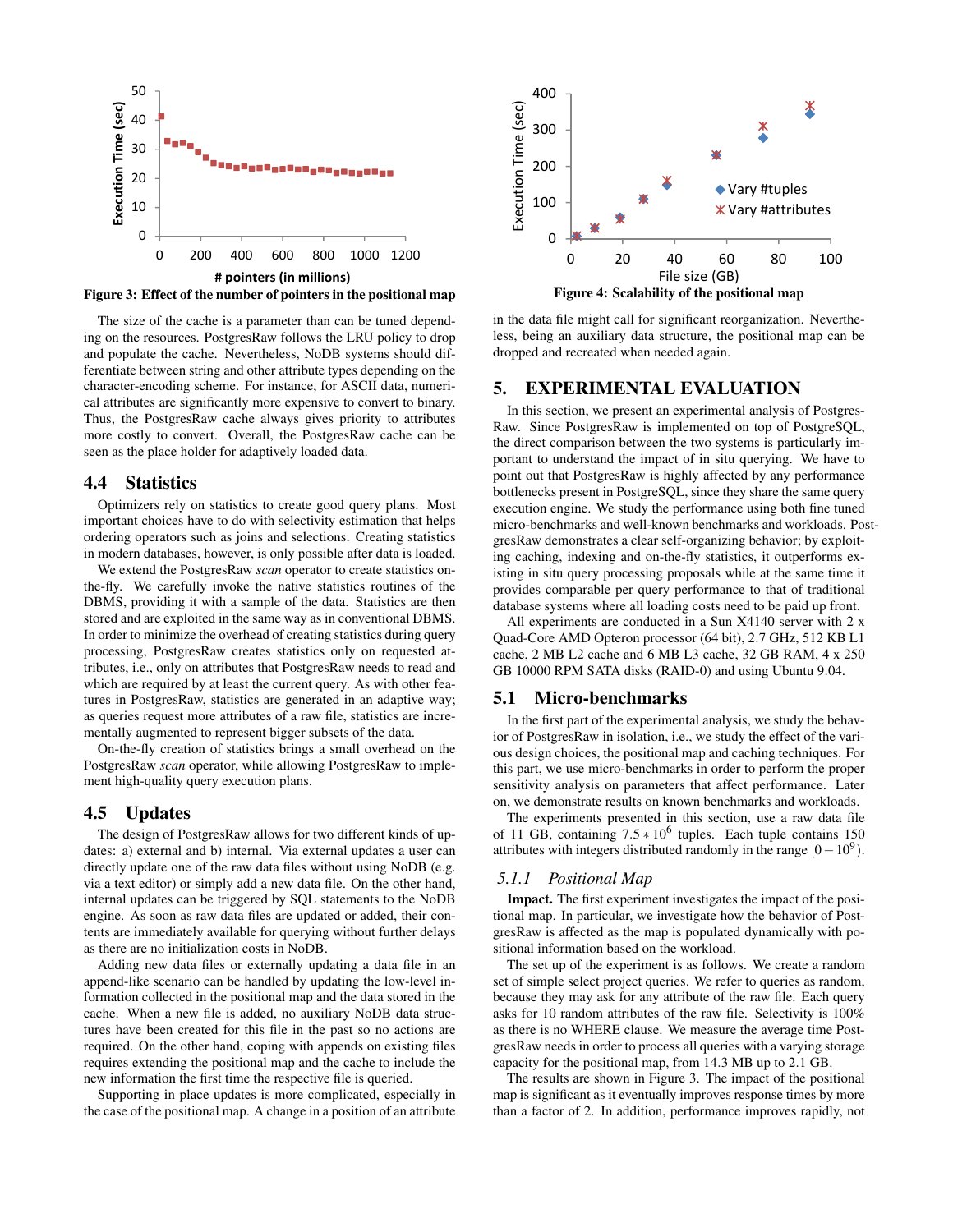Figure 3: Effect of the number of pointers in the positional map

Figure 4: Scalability of the positional map

The size of the cache is a parameter than can be tuned depending on the resources. PostgresRaw follows the LRU policy to drop and populate the cache. Nevertheless, NoDB systems should differentiate between string and other attribute types depending on the character-encoding scheme. For instance, for ASCII data, numerical attributes are significantly more expensive to convert to binary. Thus, the PostgresRaw cache always gives priority to attributes more costly to convert. Overall, the PostgresRaw cache can be seen as the place holder for adaptively loaded data.

## 4.4 Statistics

Optimizers rely on statistics to create good query plans. Most important choices have to do with selectivity estimation that helps ordering operators such as joins and selections. Creating statistics in modern databases, however, is only possible after data is loaded.

We extend the PostgresRaw *scan* operator to create statistics on-the-fly. We carefully invoke the native statistics routines of the DBMS, providing it with a sample of the data. Statistics are then stored and are exploited in the same way as in conventional DBMS. In order to minimize the overhead of creating statistics during query processing, PostgresRaw creates statistics only on requested attributes, i.e., only on attributes that PostgresRaw needs to read and which are required by at least the current query. As with other features in PostgresRaw, statistics are generated in an adaptive way; as queries request more attributes of a raw file, statistics are incrementally augmented to represent bigger subsets of the data.

On-the-fly creation of statistics brings a small overhead on the PostgresRaw *scan* operator, while allowing PostgresRaw to implement high-quality query execution plans.

## 4.5 Updates

The design of PostgresRaw allows for two different kinds of updates: a) external and b) internal. Via external updates a user can directly update one of the raw data files without using NoDB (e.g. via a text editor) or simply add a new data file. On the other hand, internal updates can be triggered by SQL statements to the NoDB engine. As soon as raw data files are updated or added, their contents are immediately available for querying without further delays as there are no initialization costs in NoDB.

Adding new data files or externally updating a data file in an append-like scenario can be handled by updating the low-level information collected in the positional map and the data stored in the cache. When a new file is added, no auxiliary NoDB data structures have been created for this file in the past so no actions are required. On the other hand, coping with appends on existing files requires extending the positional map and the cache to include the new information the first time the respective file is queried.

Supporting in place updates is more complicated, especially in the case of the positional map. A change in a position of an attribute in the data file might call for significant reorganization. Nevertheless, being an auxiliary data structure, the positional map can be dropped and recreated when needed again.

# 5. EXPERIMENTAL EVALUATION

In this section, we present an experimental analysis of PostgresRaw. Since PostgresRaw is implemented on top of PostgreSQL, the direct comparison between the two systems is particularly important to understand the impact of in situ querying. We have to point out that PostgresRaw is highly affected by any performance bottlenecks present in PostgreSQL, since they share the same query execution engine. We study the performance using both fine tuned micro-benchmarks and well-known benchmarks and workloads. PostgresRaw demonstrates a clear self-organizing behavior; by exploiting caching, indexing and on-the-fly statistics, it outperforms existing in situ query processing proposals while at the same time it provides comparable per query performance to that of traditional database systems where all loading costs need to be paid up front.

All experiments are conducted in a Sun X4140 server with 2 x Quad-Core AMD Opteron processor (64 bit), 2.7 GHz, 512 KB L1 cache, 2 MB L2 cache and 6 MB L3 cache, 32 GB RAM, 4 x 250 GB 10000 RPM SATA disks (RAID-0) and using Ubuntu 9.04.

## 5.1 Micro-benchmarks

In the first part of the experimental analysis, we study the behavior of PostgresRaw in isolation, i.e., we study the effect of the various design choices, the positional map and caching techniques. For this part, we use micro-benchmarks in order to perform the proper sensitivity analysis on parameters that affect performance. Later on, we demonstrate results on known benchmarks and workloads.

The experiments presented in this section, use a raw data file of 11 GB, containing $7.5 * 10^6$ tuples. Each tuple contains 150 attributes with integers distributed randomly in the range $[0 - 10^9)$.

### 5.1.1 *Positional Map*

**Impact.** The first experiment investigates the impact of the positional map. In particular, we investigate how the behavior of PostgresRaw is affected as the map is populated dynamically with positional information based on the workload.

The set up of the experiment is as follows. We create a random set of simple select project queries. We refer to queries as random, because they may ask for any attribute of the raw file. Each query asks for 10 random attributes of the raw file. Selectivity is 100% as there is no WHERE clause. We measure the average time PostgresRaw needs in order to process all queries with a varying storage capacity for the positional map, from 14.3 MB up to 2.1 GB.

The results are shown in Figure 3. The impact of the positional map is significant as it eventually improves response times by more than a factor of 2. In addition, performance improves rapidly, not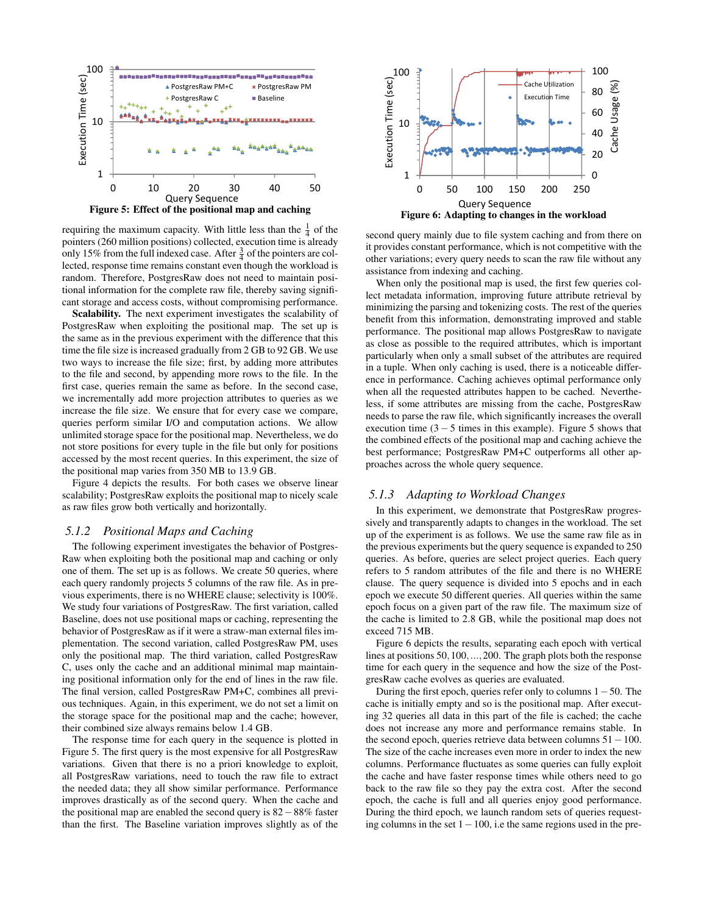100

10

1

Execution Time (sec)

0 10 20 30 40 50

Query Sequence

PostgresRaw PM+C

PostgresRaw PM

PostgresRaw C

Baseline

**Figure 5: Effect of the positional map and caching**

requiring the maximum capacity. With little less than the $\frac{1}{4}$ of the pointers (260 million positions) collected, execution time is already only 15% from the full indexed case. After $\frac{3}{4}$ of the pointers are collected, response time remains constant even though the workload is random. Therefore, PostgresRaw does not need to maintain positional information for the complete raw file, thereby saving significant storage and access costs, without compromising performance.

**Scalability.** The next experiment investigates the scalability of PostgresRaw when exploiting the positional map. The set up is the same as in the previous experiment with the difference that this time the file size is increased gradually from 2 GB to 92 GB. We use two ways to increase the file size; first, by adding more attributes to the file and second, by appending more rows to the file. In the first case, queries remain the same as before. In the second case, we incrementally add more projection attributes to queries as we increase the file size. We ensure that for every case we compare, queries perform similar I/O and computation actions. We allow unlimited storage space for the positional map. Nevertheless, we do not store positions for every tuple in the file but only for positions accessed by the most recent queries. In this experiment, the size of the positional map varies from 350 MB to 13.9 GB.

Figure 4 depicts the results. For both cases we observe linear scalability; PostgresRaw exploits the positional map to nicely scale as raw files grow both vertically and horizontally.

### 5.1.2 Positional Maps and Caching

The following experiment investigates the behavior of PostgresRaw when exploiting both the positional map and caching or only one of them. The set up is as follows. We create 50 queries, where each query randomly projects 5 columns of the raw file. As in previous experiments, there is no WHERE clause; selectivity is 100%. We study four variations of PostgresRaw. The first variation, called Baseline, does not use positional maps or caching, representing the behavior of PostgresRaw as if it were a straw-man external files implementation. The second variation, called PostgresRaw PM, uses only the positional map. The third variation, called PostgresRaw C, uses only the cache and an additional minimal map maintaining positional information only for the end of lines in the raw file. The final version, called PostgresRaw PM+C, combines all previous techniques. Again, in this experiment, we do not set a limit on the storage space for the positional map and the cache; however, their combined size always remains below 1.4 GB.

The response time for each query in the sequence is plotted in Figure 5. The first query is the most expensive for all PostgresRaw variations. Given that there is no a priori knowledge to exploit, all PostgresRaw variations, need to touch the raw file to extract the needed data; they all show similar performance. Performance improves drastically as of the second query. When the cache and the positional map are enabled the second query is $82-88\%$ faster than the first. The Baseline variation improves slightly as of the

100

10

1

Execution Time (sec)

0 50 100 150 200 250

Query Sequence

100

80

60

40

20

0

Cache Usage (%)

Cache Utilization

Execution Time

**Figure 6: Adapting to changes in the workload**

second query mainly due to file system caching and from there on it provides constant performance, which is not competitive with the other variations; every query needs to scan the raw file without any assistance from indexing and caching.

When only the positional map is used, the first few queries collect metadata information, improving future attribute retrieval by minimizing the parsing and tokenizing costs. The rest of the queries benefit from this information, demonstrating improved and stable performance. The positional map allows PostgresRaw to navigate as close as possible to the required attributes, which is important particularly when only a small subset of the attributes are required in a tuple. When only caching is used, there is a noticeable difference in performance. Caching achieves optimal performance only when all the requested attributes happen to be cached. Nevertheless, if some attributes are missing from the cache, PostgresRaw needs to parse the raw file, which significantly increases the overall execution time ($3-5$ times in this example). Figure 5 shows that the combined effects of the positional map and caching achieve the best performance; PostgresRaw PM+C outperforms all other approaches across the whole query sequence.

### 5.1.3 Adapting to Workload Changes

In this experiment, we demonstrate that PostgresRaw progressively and transparently adapts to changes in the workload. The set up of the experiment is as follows. We use the same raw file as in the previous experiments but the query sequence is expanded to 250 queries. As before, queries are select project queries. Each query refers to 5 random attributes of the file and there is no WHERE clause. The query sequence is divided into 5 epochs and in each epoch we execute 50 different queries. All queries within the same epoch focus on a given part of the raw file. The maximum size of the cache is limited to 2.8 GB, while the positional map does not exceed 715 MB.

Figure 6 depicts the results, separating each epoch with vertical lines at positions $50, 100, ..., 200$. The graph plots both the response time for each query in the sequence and how the size of the PostgresRaw cache evolves as queries are evaluated.

During the first epoch, queries refer only to columns $1-50$. The cache is initially empty and so is the positional map. After executing 32 queries all data in this part of the file is cached; the cache does not increase any more and performance remains stable. In the second epoch, queries retrieve data between columns $51-100$. The size of the cache increases even more in order to index the new columns. Performance fluctuates as some queries can fully exploit the cache and have faster response times while others need to go back to the raw file so they pay the extra cost. After the second epoch, the cache is full and all queries enjoy good performance. During the third epoch, we launch random sets of queries requesting columns in the set $1-100$, i.e the same regions used in the pre-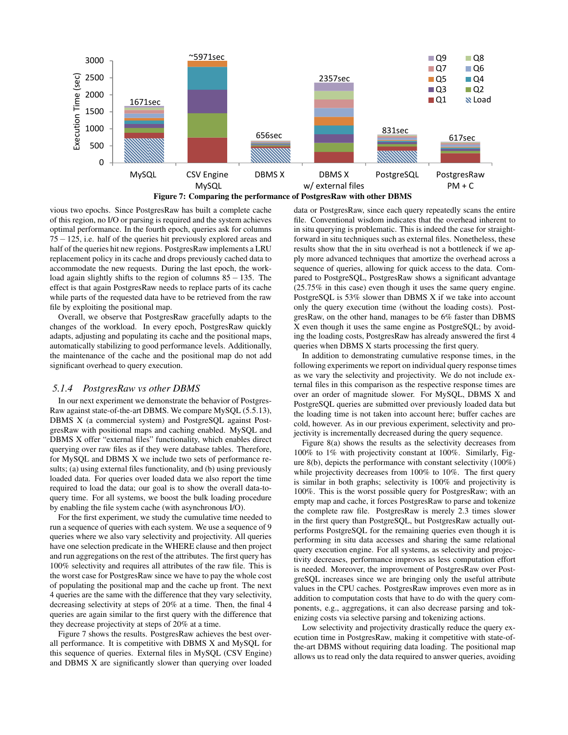Figure 7: Comparing the performance of PostgresRaw with other DBMS

vious two epochs. Since PostgresRaw has built a complete cache of this region, no I/O or parsing is required and the system achieves optimal performance. In the fourth epoch, queries ask for columns $75-125$, i.e. half of the queries hit previously explored areas and half of the queries hit new regions. PostgresRaw implements a LRU replacement policy in its cache and drops previously cached data to accommodate the new requests. During the last epoch, the workload again slightly shifts to the region of columns $85-135$. The effect is that again PostgresRaw needs to replace parts of its cache while parts of the requested data have to be retrieved from the raw file by exploiting the positional map.

Overall, we observe that PostgresRaw gracefully adapts to the changes of the workload. In every epoch, PostgresRaw quickly adapts, adjusting and populating its cache and the positional maps, automatically stabilizing to good performance levels. Additionally, the maintenance of the cache and the positional map do not add significant overhead to query execution.

### 5.1.4 PostgresRaw vs other DBMS

In our next experiment we demonstrate the behavior of PostgresRaw against state-of-the-art DBMS. We compare MySQL (5.5.13), DBMS X (a commercial system) and PostgreSQL against PostgresRaw with positional maps and caching enabled. MySQL and DBMS X offer "external files" functionality, which enables direct querying over raw files as if they were database tables. Therefore, for MySQL and DBMS X we include two sets of performance results; (a) using external files functionality, and (b) using previously loaded data. For queries over loaded data we also report the time required to load the data; our goal is to show the overall data-to-query time. For all systems, we boost the bulk loading procedure by enabling the file system cache (with asynchronous I/O).

For the first experiment, we study the cumulative time needed to run a sequence of queries with each system. We use a sequence of 9 queries where we also vary selectivity and projectivity. All queries have one selection predicate in the WHERE clause and then project and run aggregations on the rest of the attributes. The first query has 100% selectivity and requires all attributes of the raw file. This is the worst case for PostgresRaw since we have to pay the whole cost of populating the positional map and the cache up front. The next 4 queries are the same with the difference that they vary selectivity, decreasing selectivity at steps of 20% at a time. Then, the final 4 queries are again similar to the first query with the difference that they decrease projectivity at steps of 20% at a time.

Figure 7 shows the results. PostgresRaw achieves the best overall performance. It is competitive with DBMS X and MySQL for this sequence of queries. External files in MySQL (CSV Engine) and DBMS X are significantly slower than querying over loaded data or PostgresRaw, since each query repeatedly scans the entire file. Conventional wisdom indicates that the overhead inherent to in situ querying is problematic. This is indeed the case for straightforward in situ techniques such as external files. Nonetheless, these results show that the in situ overhead is not a bottleneck if we apply more advanced techniques that amortize the overhead across a sequence of queries, allowing for quick access to the data. Compared to PostgreSQL, PostgresRaw shows a significant advantage (25.75% in this case) even though it uses the same query engine. PostgreSQL is 53% slower than DBMS X if we take into account only the query execution time (without the loading costs). PostgresRaw, on the other hand, manages to be 6% faster than DBMS X even though it uses the same engine as PostgreSQL; by avoiding the loading costs, PostgresRaw has already answered the first 4 queries when DBMS X starts processing the first query.

In addition to demonstrating cumulative response times, in the following experiments we report on individual query response times as we vary the selectivity and projectivity. We do not include external files in this comparison as the respective response times are over an order of magnitude slower. For MySQL, DBMS X and PostgreSQL queries are submitted over previously loaded data but the loading time is not taken into account here; buffer caches are cold, however. As in our previous experiment, selectivity and projectivity is incrementally decreased during the query sequence.

Figure 8(a) shows the results as the selectivity decreases from 100% to 1% with projectivity constant at 100%. Similarly, Figure 8(b), depicts the performance with constant selectivity (100%) while projectivity decreases from 100% to 10%. The first query is similar in both graphs; selectivity is 100% and projectivity is 100%. This is the worst possible query for PostgresRaw; with an empty map and cache, it forces PostgresRaw to parse and tokenize the complete raw file. PostgresRaw is merely 2.3 times slower in the first query than PostgreSQL, but PostgresRaw actually outperforms PostgreSQL for the remaining queries even though it is performing in situ data accesses and sharing the same relational query execution engine. For all systems, as selectivity and projectivity decreases, performance improves as less computation effort is needed. Moreover, the improvement of PostgresRaw over PostgreSQL increases since we are bringing only the useful attribute values in the CPU caches. PostgresRaw improves even more as in addition to computation costs that have to do with the query components, e.g., aggregations, it can also decrease parsing and tokenizing costs via selective parsing and tokenizing actions.

Low selectivity and projectivity drastically reduce the query execution time in PostgresRaw, making it competitive with state-of-the-art DBMS without requiring data loading. The positional map allows us to read only the data required to answer queries, avoiding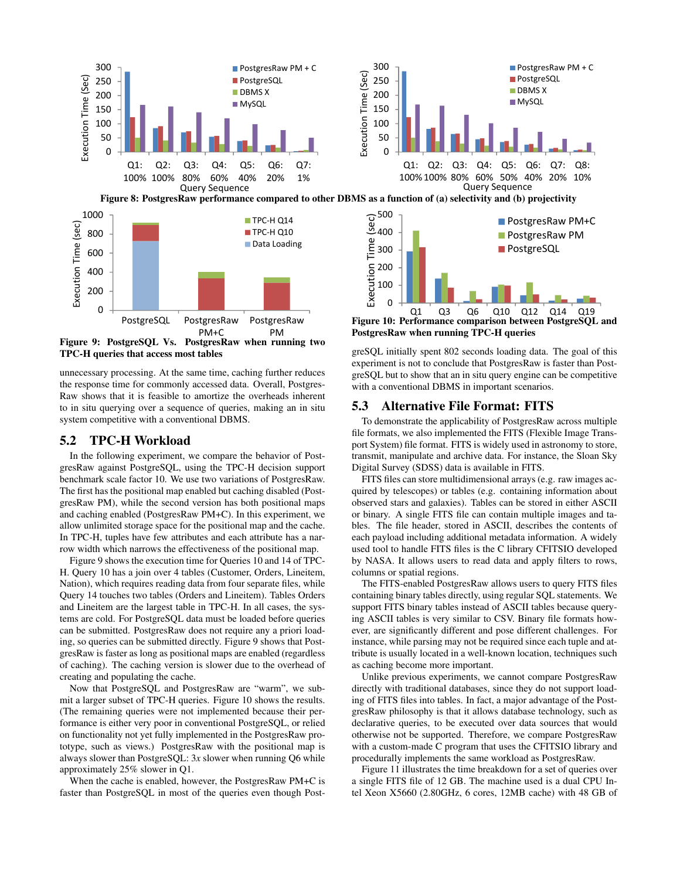Figure 8: PostgresRaw performance compared to other DBMS as a function of (a) selectivity and (b) projectivity

Figure 9: PostgreSQL Vs. PostgresRaw when running two TPC-H queries that access most tables

unnecessary processing. At the same time, caching further reduces the response time for commonly accessed data. Overall, PostgresRaw shows that it is feasible to amortize the overheads inherent to in situ querying over a sequence of queries, making an in situ system competitive with a conventional DBMS.

## 5.2 TPC-H Workload

In the following experiment, we compare the behavior of PostgresRaw against PostgreSQL, using the TPC-H decision support benchmark scale factor 10. We use two variations of PostgresRaw. The first has the positional map enabled but caching disabled (PostgresRaw PM), while the second version has both positional maps and caching enabled (PostgresRaw PM+C). In this experiment, we allow unlimited storage space for the positional map and the cache. In TPC-H, tuples have few attributes and each attribute has a narrow width which narrows the effectiveness of the positional map.

Figure 9 shows the execution time for Queries 10 and 14 of TPC-H. Query 10 has a join over 4 tables (Customer, Orders, Lineitem, Nation), which requires reading data from four separate files, while Query 14 touches two tables (Orders and Lineitem). Tables Orders and Lineitem are the largest table in TPC-H. In all cases, the systems are cold. For PostgreSQL data must be loaded before queries can be submitted. PostgresRaw does not require any a priori loading, so queries can be submitted directly. Figure 9 shows that PostgresRaw is faster as long as positional maps are enabled (regardless of caching). The caching version is slower due to the overhead of creating and populating the cache.

Now that PostgreSQL and PostgresRaw are "warm", we submit a larger subset of TPC-H queries. Figure 10 shows the results. (The remaining queries were not implemented because their performance is either very poor in conventional PostgreSQL, or relied on functionality not yet fully implemented in the PostgresRaw prototype, such as views.) PostgresRaw with the positional map is always slower than PostgreSQL: 3*x* slower when running Q6 while approximately 25% slower in Q1.

When the cache is enabled, however, the PostgresRaw PM+C is faster than PostgreSQL in most of the queries even though PostgreSQL initially spent 802 seconds loading data. The goal of this experiment is not to conclude that PostgresRaw is faster than PostgreSQL but to show that an in situ query engine can be competitive with a conventional DBMS in important scenarios.

Figure 10: Performance comparison between PostgreSQL and PostgresRaw when running TPC-H queries

## 5.3 Alternative File Format: FITS

To demonstrate the applicability of PostgresRaw across multiple file formats, we also implemented the FITS (Flexible Image Transport System) file format. FITS is widely used in astronomy to store, transmit, manipulate and archive data. For instance, the Sloan Sky Digital Survey (SDSS) data is available in FITS.

FITS files can store multidimensional arrays (e.g. raw images acquired by telescopes) or tables (e.g. containing information about observed stars and galaxies). Tables can be stored in either ASCII or binary. A single FITS file can contain multiple images and tables. The file header, stored in ASCII, describes the contents of each payload including additional metadata information. A widely used tool to handle FITS files is the C library CFITSIO developed by NASA. It allows users to read data and apply filters to rows, columns or spatial regions.

The FITS-enabled PostgresRaw allows users to query FITS files containing binary tables directly, using regular SQL statements. We support FITS binary tables instead of ASCII tables because querying ASCII tables is very similar to CSV. Binary file formats however, are significantly different and pose different challenges. For instance, while parsing may not be required since each tuple and attribute is usually located in a well-known location, techniques such as caching become more important.

Unlike previous experiments, we cannot compare PostgresRaw directly with traditional databases, since they do not support loading of FITS files into tables. In fact, a major advantage of the PostgresRaw philosophy is that it allows database technology, such as declarative queries, to be executed over data sources that would otherwise not be supported. Therefore, we compare PostgresRaw with a custom-made C program that uses the CFITSIO library and procedurally implements the same workload as PostgresRaw.

Figure 11 illustrates the time breakdown for a set of queries over a single FITS file of 12 GB. The machine used is a dual CPU Intel Xeon X5660 (2.80GHz, 6 cores, 12MB cache) with 48 GB of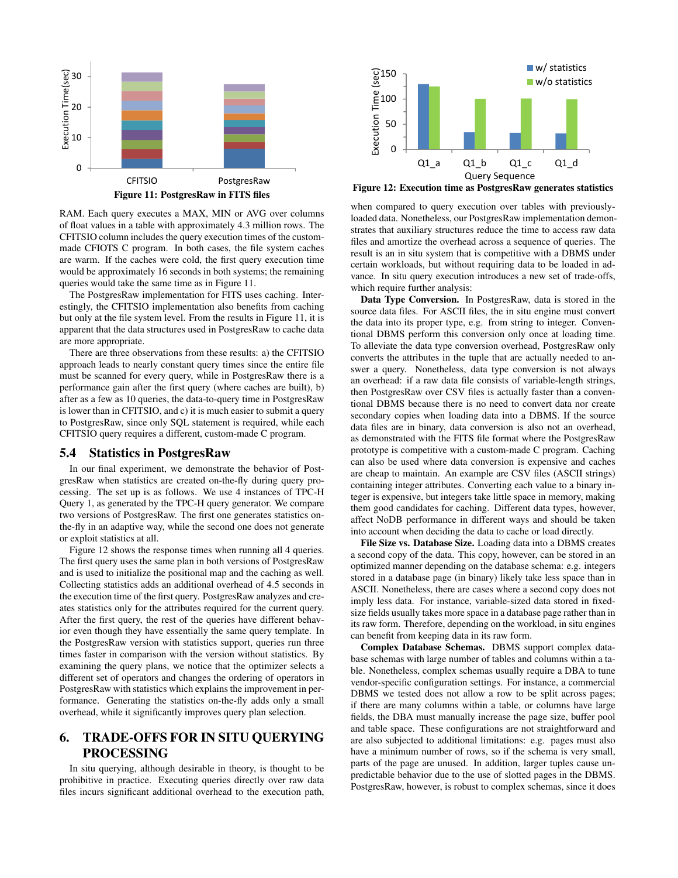Execution Time(sec)
30
20
10
0
CFITSIO
PostgresRaw

**Figure 11: PostgresRaw in FITS files**

Execution Time (sec)
150
100
50
0
w/ statistics
w/o statistics
Q1_a
Q1_b
Q1_c
Q1_d
Query Sequence

**Figure 12: Execution time as PostgresRaw generates statistics**

RAM. Each query executes a MAX, MIN or AVG over columns of float values in a table with approximately 4.3 million rows. The CFITSIO column includes the query execution times of the custom-made CFIOTS C program. In both cases, the file system caches are warm. If the caches were cold, the first query execution time would be approximately 16 seconds in both systems; the remaining queries would take the same time as in Figure 11.

The PostgresRaw implementation for FITS uses caching. Interestingly, the CFITSIO implementation also benefits from caching but only at the file system level. From the results in Figure 11, it is apparent that the data structures used in PostgresRaw to cache data are more appropriate.

There are three observations from these results: a) the CFITSIO approach leads to nearly constant query times since the entire file must be scanned for every query, while in PostgresRaw there is a performance gain after the first query (where caches are built), b) after as a few as 10 queries, the data-to-query time in PostgresRaw is lower than in CFITSIO, and c) it is much easier to submit a query to PostgresRaw, since only SQL statement is required, while each CFITSIO query requires a different, custom-made C program.

## 5.4 Statistics in PostgresRaw

In our final experiment, we demonstrate the behavior of PostgresRaw when statistics are created on-the-fly during query processing. The set up is as follows. We use 4 instances of TPC-H Query 1, as generated by the TPC-H query generator. We compare two versions of PostgresRaw. The first one generates statistics on-the-fly in an adaptive way, while the second one does not generate or exploit statistics at all.

Figure 12 shows the response times when running all 4 queries. The first query uses the same plan in both versions of PostgresRaw and is used to initialize the positional map and the caching as well. Collecting statistics adds an additional overhead of 4.5 seconds in the execution time of the first query. PostgresRaw analyzes and creates statistics only for the attributes required for the current query. After the first query, the rest of the queries have different behavior even though they have essentially the same query template. In the PostgresRaw version with statistics support, queries run three times faster in comparison with the version without statistics. By examining the query plans, we notice that the optimizer selects a different set of operators and changes the ordering of operators in PostgresRaw with statistics which explains the improvement in performance. Generating the statistics on-the-fly adds only a small overhead, while it significantly improves query plan selection.

# 6. TRADE-OFFS FOR IN SITU QUERYING PROCESSING

In situ querying, although desirable in theory, is thought to be prohibitive in practice. Executing queries directly over raw data files incurs significant additional overhead to the execution path, when compared to query execution over tables with previously-loaded data. Nonetheless, our PostgresRaw implementation demonstrates that auxiliary structures reduce the time to access raw data files and amortize the overhead across a sequence of queries. The result is an in situ system that is competitive with a DBMS under certain workloads, but without requiring data to be loaded in advance. In situ query execution introduces a new set of trade-offs, which require further analysis:

**Data Type Conversion.** In PostgresRaw, data is stored in the source data files. For ASCII files, the in situ engine must convert the data into its proper type, e.g. from string to integer. Conventional DBMS perform this conversion only once at loading time. To alleviate the data type conversion overhead, PostgresRaw only converts the attributes in the tuple that are actually needed to answer a query. Nonetheless, data type conversion is not always an overhead: if a raw data file consists of variable-length strings, then PostgresRaw over CSV files is actually faster than a conventional DBMS because there is no need to convert data nor create secondary copies when loading data into a DBMS. If the source data files are in binary, data conversion is also not an overhead, as demonstrated with the FITS file format where the PostgresRaw prototype is competitive with a custom-made C program. Caching can also be used where data conversion is expensive and caches are cheap to maintain. An example are CSV files (ASCII strings) containing integer attributes. Converting each value to a binary integer is expensive, but integers take little space in memory, making them good candidates for caching. Different data types, however, affect NoDB performance in different ways and should be taken into account when deciding the data to cache or load directly.

**File Size vs. Database Size.** Loading data into a DBMS creates a second copy of the data. This copy, however, can be stored in an optimized manner depending on the database schema: e.g. integers stored in a database page (in binary) likely take less space than in ASCII. Nonetheless, there are cases where a second copy does not imply less data. For instance, variable-sized data stored in fixed-size fields usually takes more space in a database page rather than in its raw form. Therefore, depending on the workload, in situ engines can benefit from keeping data in its raw form.

**Complex Database Schemas.** DBMS support complex database schemas with large number of tables and columns within a table. Nonetheless, complex schemas usually require a DBA to tune vendor-specific configuration settings. For instance, a commercial DBMS we tested does not allow a row to be split across pages; if there are many columns within a table, or columns have large fields, the DBA must manually increase the page size, buffer pool and table space. These configurations are not straightforward and are also subjected to additional limitations: e.g. pages must also have a minimum number of rows, so if the schema is very small, parts of the page are unused. In addition, larger tuples cause unpredictable behavior due to the use of slotted pages in the DBMS. PostgresRaw, however, is robust to complex schemas, since it does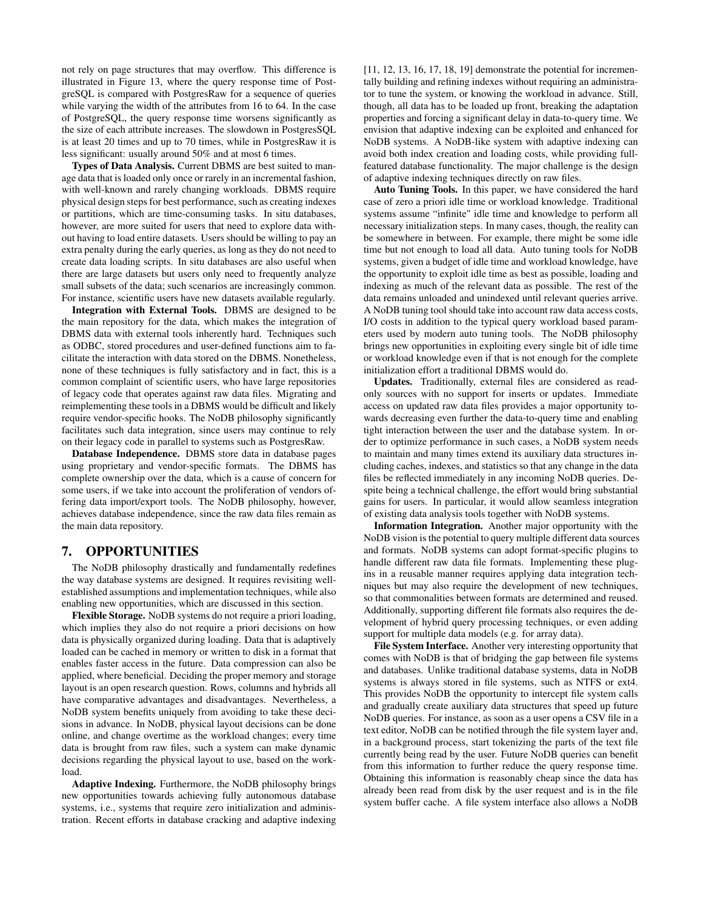not rely on page structures that may overflow. This difference is illustrated in Figure 13, where the query response time of PostgreSQL is compared with PostgresRaw for a sequence of queries while varying the width of the attributes from 16 to 64. In the case of PostgreSQL, the query response time worsens significantly as the size of each attribute increases. The slowdown in PostgresSQL is at least 20 times and up to 70 times, while in PostgresRaw it is less significant: usually around 50% and at most 6 times.

**Types of Data Analysis.** Current DBMS are best suited to manage data that is loaded only once or rarely in an incremental fashion, with well-known and rarely changing workloads. DBMS require physical design steps for best performance, such as creating indexes or partitions, which are time-consuming tasks. In situ databases, however, are more suited for users that need to explore data without having to load entire datasets. Users should be willing to pay an extra penalty during the early queries, as long as they do not need to create data loading scripts. In situ databases are also useful when there are large datasets but users only need to frequently analyze small subsets of the data; such scenarios are increasingly common. For instance, scientific users have new datasets available regularly.

**Integration with External Tools.** DBMS are designed to be the main repository for the data, which makes the integration of DBMS data with external tools inherently hard. Techniques such as ODBC, stored procedures and user-defined functions aim to facilitate the interaction with data stored on the DBMS. Nonetheless, none of these techniques is fully satisfactory and in fact, this is a common complaint of scientific users, who have large repositories of legacy code that operates against raw data files. Migrating and reimplementing these tools in a DBMS would be difficult and likely require vendor-specific hooks. The NoDB philosophy significantly facilitates such data integration, since users may continue to rely on their legacy code in parallel to systems such as PostgresRaw.

**Database Independence.** DBMS store data in database pages using proprietary and vendor-specific formats. The DBMS has complete ownership over the data, which is a cause of concern for some users, if we take into account the proliferation of vendors offering data import/export tools. The NoDB philosophy, however, achieves database independence, since the raw data files remain as the main data repository.

## 7. OPPORTUNITIES

The NoDB philosophy drastically and fundamentally redefines the way database systems are designed. It requires revisiting well-established assumptions and implementation techniques, while also enabling new opportunities, which are discussed in this section.

**Flexible Storage.** NoDB systems do not require a priori loading, which implies they also do not require a priori decisions on how data is physically organized during loading. Data that is adaptively loaded can be cached in memory or written to disk in a format that enables faster access in the future. Data compression can also be applied, where beneficial. Deciding the proper memory and storage layout is an open research question. Rows, columns and hybrids all have comparative advantages and disadvantages. Nevertheless, a NoDB system benefits uniquely from avoiding to take these decisions in advance. In NoDB, physical layout decisions can be done online, and change overtime as the workload changes; every time data is brought from raw files, such a system can make dynamic decisions regarding the physical layout to use, based on the workload.

**Adaptive Indexing.** Furthermore, the NoDB philosophy brings new opportunities towards achieving fully autonomous database systems, i.e., systems that require zero initialization and administration. Recent efforts in database cracking and adaptive indexing [11, 12, 13, 16, 17, 18, 19] demonstrate the potential for incrementally building and refining indexes without requiring an administrator to tune the system, or knowing the workload in advance. Still, though, all data has to be loaded up front, breaking the adaptation properties and forcing a significant delay in data-to-query time. We envision that adaptive indexing can be exploited and enhanced for NoDB systems. A NoDB-like system with adaptive indexing can avoid both index creation and loading costs, while providing full-featured database functionality. The major challenge is the design of adaptive indexing techniques directly on raw files.

**Auto Tuning Tools.** In this paper, we have considered the hard case of zero a priori idle time or workload knowledge. Traditional systems assume "infinite" idle time and knowledge to perform all necessary initialization steps. In many cases, though, the reality can be somewhere in between. For example, there might be some idle time but not enough to load all data. Auto tuning tools for NoDB systems, given a budget of idle time and workload knowledge, have the opportunity to exploit idle time as best as possible, loading and indexing as much of the relevant data as possible. The rest of the data remains unloaded and unindexed until relevant queries arrive. A NoDB tuning tool should take into account raw data access costs, I/O costs in addition to the typical query workload based parameters used by modern auto tuning tools. The NoDB philosophy brings new opportunities in exploiting every single bit of idle time or workload knowledge even if that is not enough for the complete initialization effort a traditional DBMS would do.

**Updates.** Traditionally, external files are considered as read-only sources with no support for inserts or updates. Immediate access on updated raw data files provides a major opportunity towards decreasing even further the data-to-query time and enabling tight interaction between the user and the database system. In order to optimize performance in such cases, a NoDB system needs to maintain and many times extend its auxiliary data structures including caches, indexes, and statistics so that any change in the data files be reflected immediately in any incoming NoDB queries. Despite being a technical challenge, the effort would bring substantial gains for users. In particular, it would allow seamless integration of existing data analysis tools together with NoDB systems.

**Information Integration.** Another major opportunity with the NoDB vision is the potential to query multiple different data sources and formats. NoDB systems can adopt format-specific plugins to handle different raw data file formats. Implementing these plugins in a reusable manner requires applying data integration techniques but may also require the development of new techniques, so that commonalities between formats are determined and reused. Additionally, supporting different file formats also requires the development of hybrid query processing techniques, or even adding support for multiple data models (e.g. for array data).

**File System Interface.** Another very interesting opportunity that comes with NoDB is that of bridging the gap between file systems and databases. Unlike traditional database systems, data in NoDB systems is always stored in file systems, such as NTFS or ext4. This provides NoDB the opportunity to intercept file system calls and gradually create auxiliary data structures that speed up future NoDB queries. For instance, as soon as a user opens a CSV file in a text editor, NoDB can be notified through the file system layer and, in a background process, start tokenizing the parts of the text file currently being read by the user. Future NoDB queries can benefit from this information to further reduce the query response time. Obtaining this information is reasonably cheap since the data has already been read from disk by the user request and is in the file system buffer cache. A file system interface also allows a NoDB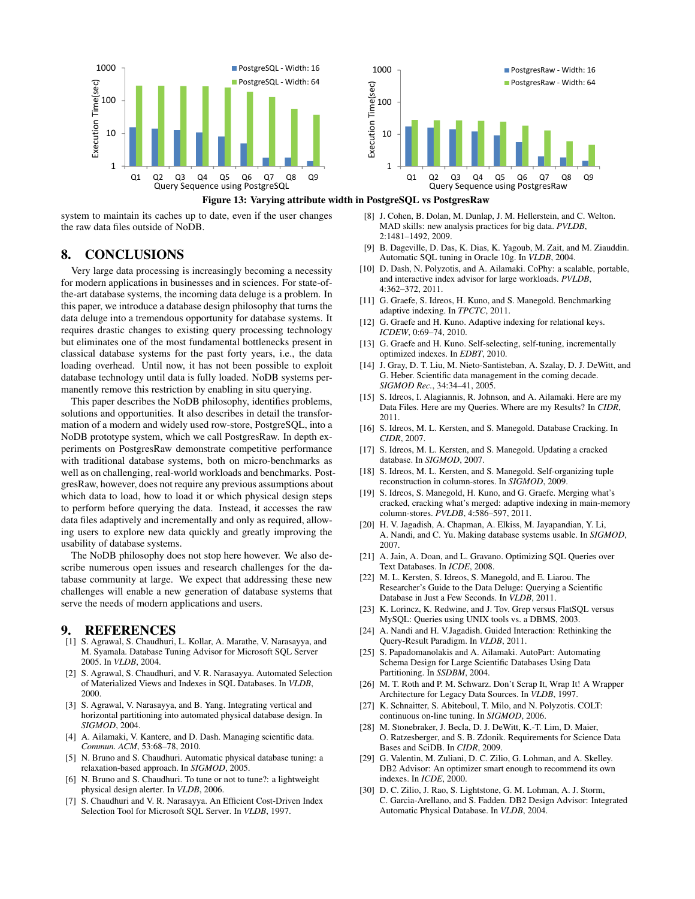1000
PostgreSQL - Width: 16
PostgreSQL - Width: 64
100
10
1
Execution Time(sec)
Q1 Q2 Q3 Q4 Q5 Q6 Q7 Q8 Q9
Query Sequence using PostgreSQL

1000
PostgresRaw - Width: 16
PostgresRaw - Width: 64
100
10
1
Execution Time(sec)
Q1 Q2 Q3 Q4 Q5 Q6 Q7 Q8 Q9
Query Sequence using PostgresRaw

**Figure 13: Varying attribute width in PostgreSQL vs PostgresRaw**

system to maintain its caches up to date, even if the user changes the raw data files outside of NoDB.

## 8. CONCLUSIONS

Very large data processing is increasingly becoming a necessity for modern applications in businesses and in sciences. For state-of-the-art database systems, the incoming data deluge is a problem. In this paper, we introduce a database design philosophy that turns the data deluge into a tremendous opportunity for database systems. It requires drastic changes to existing query processing technology but eliminates one of the most fundamental bottlenecks present in classical database systems for the past forty years, i.e., the data loading overhead. Until now, it has not been possible to exploit database technology until data is fully loaded. NoDB systems permanently remove this restriction by enabling in situ querying.

This paper describes the NoDB philosophy, identifies problems, solutions and opportunities. It also describes in detail the transformation of a modern and widely used row-store, PostgreSQL, into a NoDB prototype system, which we call PostgresRaw. In depth experiments on PostgresRaw demonstrate competitive performance with traditional database systems, both on micro-benchmarks as well as on challenging, real-world workloads and benchmarks. PostgresRaw, however, does not require any previous assumptions about which data to load, how to load it or which physical design steps to perform before querying the data. Instead, it accesses the raw data files adaptively and incrementally and only as required, allowing users to explore new data quickly and greatly improving the usability of database systems.

The NoDB philosophy does not stop here however. We also describe numerous open issues and research challenges for the database community at large. We expect that addressing these new challenges will enable a new generation of database systems that serve the needs of modern applications and users.

## 9. REFERENCES

[1] S. Agrawal, S. Chaudhuri, L. Kollar, A. Marathe, V. Narasayya, and M. Syamala. Database Tuning Advisor for Microsoft SQL Server 2005. In *VLDB*, 2004.

[2] S. Agrawal, S. Chaudhuri, and V. R. Narasayya. Automated Selection of Materialized Views and Indexes in SQL Databases. In *VLDB*, 2000.

[3] S. Agrawal, V. Narasayya, and B. Yang. Integrating vertical and horizontal partitioning into automated physical database design. In *SIGMOD*, 2004.

[4] A. Ailamaki, V. Kantere, and D. Dash. Managing scientific data. *Commun. ACM*, 53:68–78, 2010.

[5] N. Bruno and S. Chaudhuri. Automatic physical database tuning: a relaxation-based approach. In *SIGMOD*, 2005.

[6] N. Bruno and S. Chaudhuri. To tune or not to tune?: a lightweight physical design alerter. In *VLDB*, 2006.

[7] S. Chaudhuri and V. R. Narasayya. An Efficient Cost-Driven Index Selection Tool for Microsoft SQL Server. In *VLDB*, 1997.

[8] J. Cohen, B. Dolan, M. Dunlap, J. M. Hellerstein, and C. Welton. MAD skills: new analysis practices for big data. *PVLDB*, 2:1481–1492, 2009.

[9] B. Dageville, D. Das, K. Dias, K. Yagoub, M. Zait, and M. Ziauddin. Automatic SQL tuning in Oracle 10g. In *VLDB*, 2004.

[10] D. Dash, N. Polyzotis, and A. Ailamaki. CoPhy: a scalable, portable, and interactive index advisor for large workloads. *PVLDB*, 4:362–372, 2011.

[11] G. Graefe, S. Idreos, H. Kuno, and S. Manegold. Benchmarking adaptive indexing. In *TPCTC*, 2011.

[12] G. Graefe and H. Kuno. Adaptive indexing for relational keys. *ICDEW*, 0:69–74, 2010.

[13] G. Graefe and H. Kuno. Self-selecting, self-tuning, incrementally optimized indexes. In *EDBT*, 2010.

[14] J. Gray, D. T. Liu, M. Nieto-Santisteban, A. Szalay, D. J. DeWitt, and G. Heber. Scientific data management in the coming decade. *SIGMOD Rec.*, 34:34–41, 2005.

[15] S. Idreos, I. Alagiannis, R. Johnson, and A. Ailamaki. Here are my Data Files. Here are my Queries. Where are my Results? In *CIDR*, 2011.

[16] S. Idreos, M. L. Kersten, and S. Manegold. Database Cracking. In *CIDR*, 2007.

[17] S. Idreos, M. L. Kersten, and S. Manegold. Updating a cracked database. In *SIGMOD*, 2007.

[18] S. Idreos, M. L. Kersten, and S. Manegold. Self-organizing tuple reconstruction in column-stores. In *SIGMOD*, 2009.

[19] S. Idreos, S. Manegold, H. Kuno, and G. Graefe. Merging what's cracked, cracking what's merged: adaptive indexing in main-memory column-stores. *PVLDB*, 4:586–597, 2011.

[20] H. V. Jagadish, A. Chapman, A. Elkiss, M. Jayapandian, Y. Li, A. Nandi, and C. Yu. Making database systems usable. In *SIGMOD*, 2007.

[21] A. Jain, A. Doan, and L. Gravano. Optimizing SQL Queries over Text Databases. In *ICDE*, 2008.

[22] M. L. Kersten, S. Idreos, S. Manegold, and E. Liarou. The Researcher's Guide to the Data Deluge: Querying a Scientific Database in Just a Few Seconds. In *VLDB*, 2011.

[23] K. Lorincz, K. Redwine, and J. Tov. Grep versus FlatSQL versus MySQL: Queries using UNIX tools vs. a DBMS, 2003.

[24] A. Nandi and H. V.Jagadish. Guided Interaction: Rethinking the Query-Result Paradigm. In *VLDB*, 2011.

[25] S. Papadomanolakis and A. Ailamaki. AutoPart: Automating Schema Design for Large Scientific Databases Using Data Partitioning. In *SSDBM*, 2004.

[26] M. T. Roth and P. M. Schwarz. Don't Scrap It, Wrap It! A Wrapper Architecture for Legacy Data Sources. In *VLDB*, 1997.

[27] K. Schnaitter, S. Abiteboul, T. Milo, and N. Polyzotis. COLT: continuous on-line tuning. In *SIGMOD*, 2006.

[28] M. Stonebraker, J. Becla, D. J. DeWitt, K.-T. Lim, D. Maier, O. Ratzesberger, and S. B. Zdonik. Requirements for Science Data Bases and SciDB. In *CIDR*, 2009.

[29] G. Valentin, M. Zuliani, D. C. Zilio, G. Lohman, and A. Skelley. DB2 Advisor: An optimizer smart enough to recommend its own indexes. In *ICDE*, 2000.

[30] D. C. Zilio, J. Rao, S. Lightstone, G. M. Lohman, A. J. Storm, C. Garcia-Arellano, and S. Fadden. DB2 Design Advisor: Integrated Automatic Physical Database. In *VLDB*, 2004.